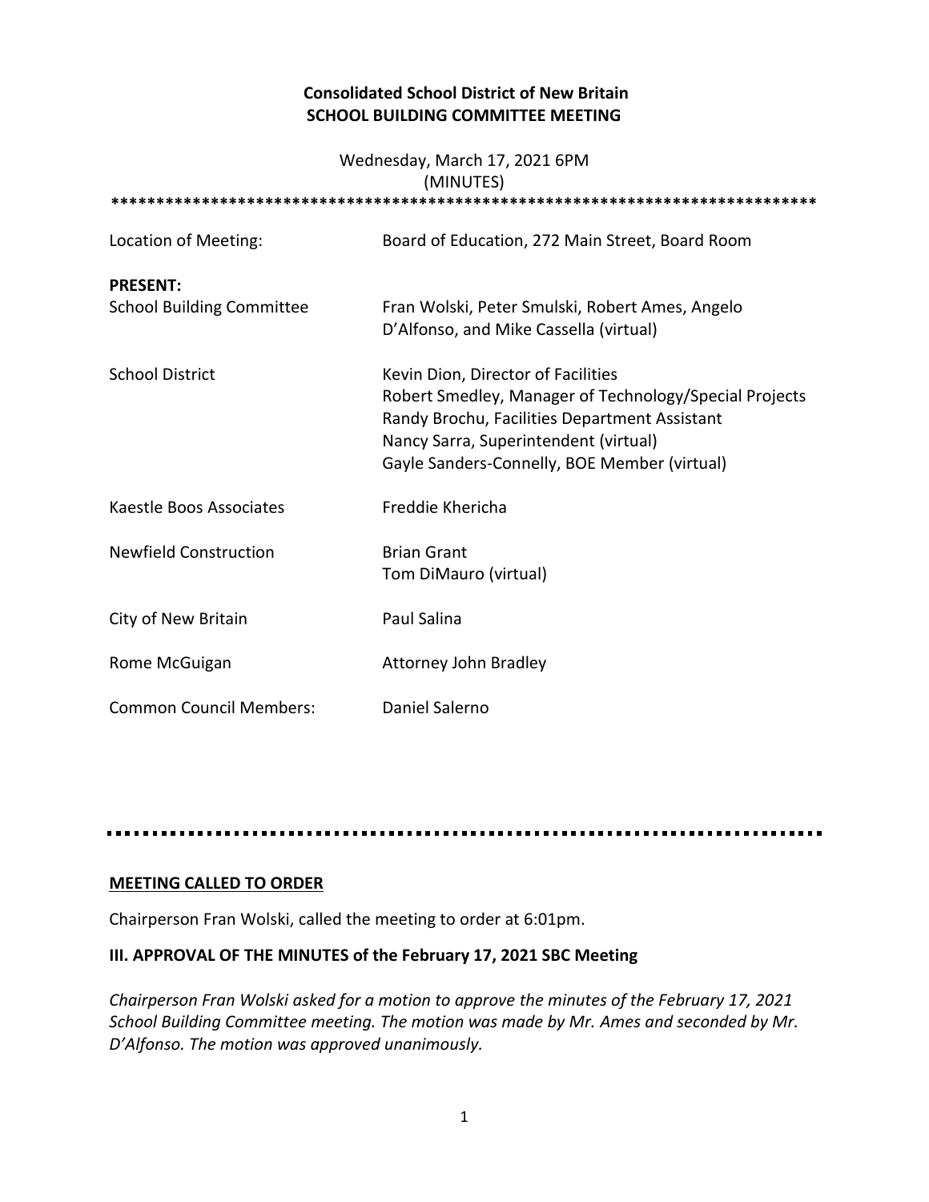**Consolidated School District of New Britain**
**SCHOOL BUILDING COMMITTEE MEETING**

Wednesday, March 17, 2021 6PM
(MINUTES)

*******************************************************************************

| | |
|---|---|
| Location of Meeting: | Board of Education, 272 Main Street, Board Room |
| **PRESENT:** | |
| School Building Committee | Fran Wolski, Peter Smulski, Robert Ames, Angelo D'Alfonso, and Mike Cassella (virtual) |
| School District | Kevin Dion, Director of Facilities<br>Robert Smedley, Manager of Technology/Special Projects<br>Randy Brochu, Facilities Department Assistant<br>Nancy Sarra, Superintendent (virtual)<br>Gayle Sanders-Connelly, BOE Member (virtual) |
| Kaestle Boos Associates | Freddie Khericha |
| Newfield Construction | Brian Grant<br>Tom DiMauro (virtual) |
| City of New Britain | Paul Salina |
| Rome McGuigan | Attorney John Bradley |
| Common Council Members: | Daniel Salerno |

---

**MEETING CALLED TO ORDER**

Chairperson Fran Wolski, called the meeting to order at 6:01pm.

**III. APPROVAL OF THE MINUTES of the February 17, 2021 SBC Meeting**

*Chairperson Fran Wolski asked for a motion to approve the minutes of the February 17, 2021 School Building Committee meeting. The motion was made by Mr. Ames and seconded by Mr. D'Alfonso. The motion was approved unanimously.*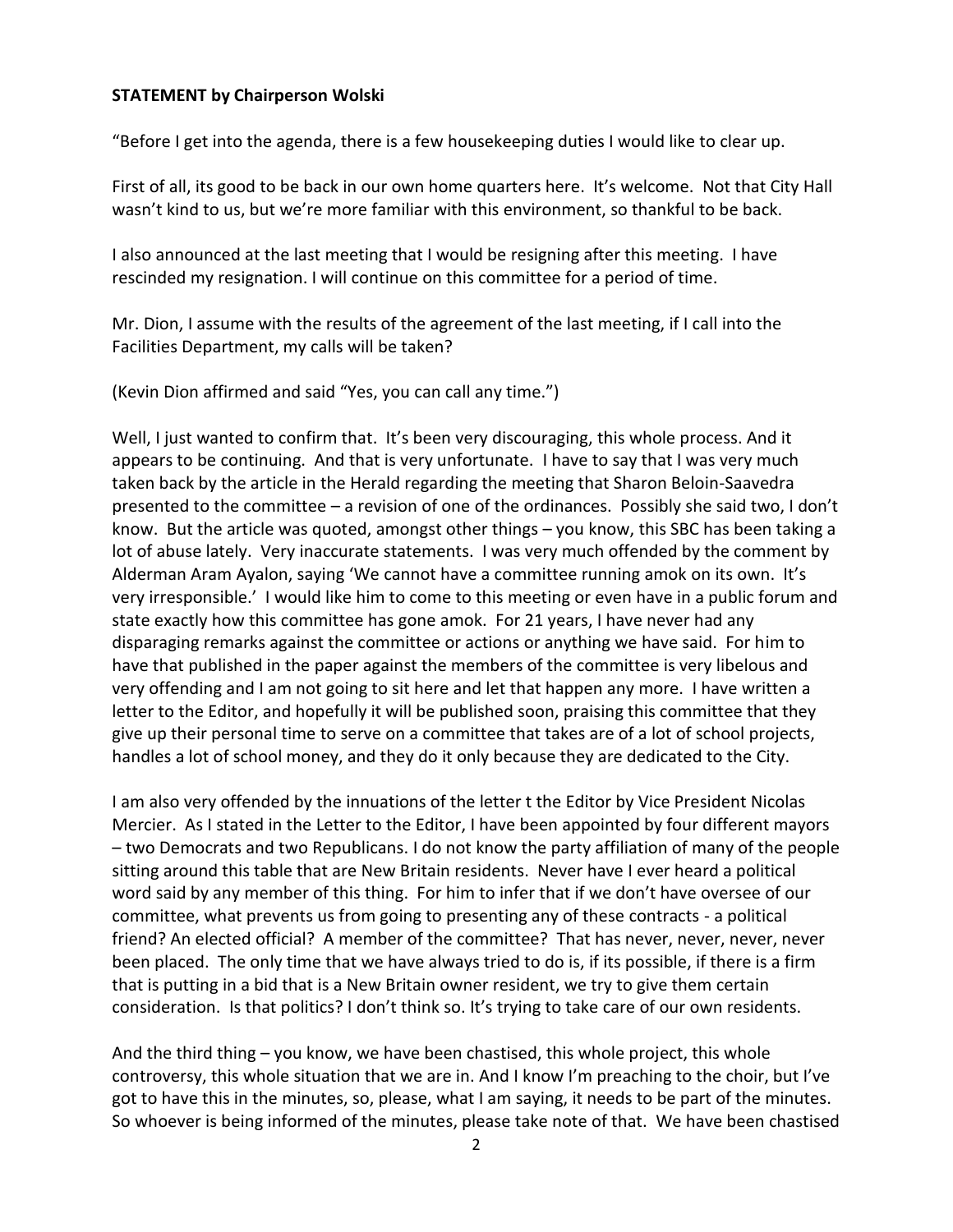**STATEMENT by Chairperson Wolski**

"Before I get into the agenda, there is a few housekeeping duties I would like to clear up.

First of all, its good to be back in our own home quarters here. It's welcome. Not that City Hall wasn't kind to us, but we're more familiar with this environment, so thankful to be back.

I also announced at the last meeting that I would be resigning after this meeting. I have rescinded my resignation. I will continue on this committee for a period of time.

Mr. Dion, I assume with the results of the agreement of the last meeting, if I call into the Facilities Department, my calls will be taken?

(Kevin Dion affirmed and said "Yes, you can call any time.")

Well, I just wanted to confirm that. It's been very discouraging, this whole process. And it appears to be continuing. And that is very unfortunate. I have to say that I was very much taken back by the article in the Herald regarding the meeting that Sharon Beloin-Saavedra presented to the committee – a revision of one of the ordinances. Possibly she said two, I don't know. But the article was quoted, amongst other things – you know, this SBC has been taking a lot of abuse lately. Very inaccurate statements. I was very much offended by the comment by Alderman Aram Ayalon, saying 'We cannot have a committee running amok on its own. It's very irresponsible.' I would like him to come to this meeting or even have in a public forum and state exactly how this committee has gone amok. For 21 years, I have never had any disparaging remarks against the committee or actions or anything we have said. For him to have that published in the paper against the members of the committee is very libelous and very offending and I am not going to sit here and let that happen any more. I have written a letter to the Editor, and hopefully it will be published soon, praising this committee that they give up their personal time to serve on a committee that takes are of a lot of school projects, handles a lot of school money, and they do it only because they are dedicated to the City.

I am also very offended by the innuations of the letter t the Editor by Vice President Nicolas Mercier. As I stated in the Letter to the Editor, I have been appointed by four different mayors – two Democrats and two Republicans. I do not know the party affiliation of many of the people sitting around this table that are New Britain residents. Never have I ever heard a political word said by any member of this thing. For him to infer that if we don't have oversee of our committee, what prevents us from going to presenting any of these contracts - a political friend? An elected official? A member of the committee? That has never, never, never, never been placed. The only time that we have always tried to do is, if its possible, if there is a firm that is putting in a bid that is a New Britain owner resident, we try to give them certain consideration. Is that politics? I don't think so. It's trying to take care of our own residents.

And the third thing – you know, we have been chastised, this whole project, this whole controversy, this whole situation that we are in. And I know I'm preaching to the choir, but I've got to have this in the minutes, so, please, what I am saying, it needs to be part of the minutes. So whoever is being informed of the minutes, please take note of that. We have been chastised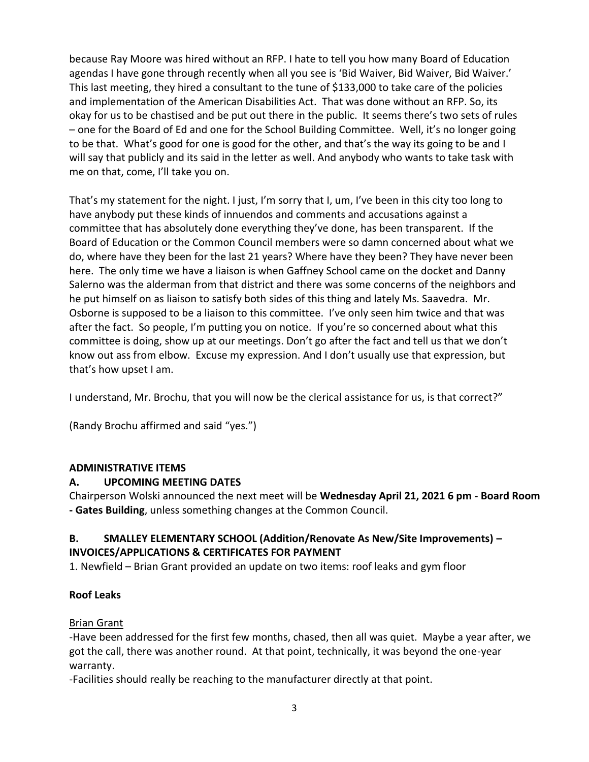because Ray Moore was hired without an RFP. I hate to tell you how many Board of Education agendas I have gone through recently when all you see is 'Bid Waiver, Bid Waiver, Bid Waiver.' This last meeting, they hired a consultant to the tune of $133,000 to take care of the policies and implementation of the American Disabilities Act. That was done without an RFP. So, its okay for us to be chastised and be put out there in the public. It seems there's two sets of rules – one for the Board of Ed and one for the School Building Committee. Well, it's no longer going to be that. What's good for one is good for the other, and that's the way its going to be and I will say that publicly and its said in the letter as well. And anybody who wants to take task with me on that, come, I'll take you on.

That's my statement for the night. I just, I'm sorry that I, um, I've been in this city too long to have anybody put these kinds of innuendos and comments and accusations against a committee that has absolutely done everything they've done, has been transparent. If the Board of Education or the Common Council members were so damn concerned about what we do, where have they been for the last 21 years? Where have they been? They have never been here. The only time we have a liaison is when Gaffney School came on the docket and Danny Salerno was the alderman from that district and there was some concerns of the neighbors and he put himself on as liaison to satisfy both sides of this thing and lately Ms. Saavedra. Mr. Osborne is supposed to be a liaison to this committee. I've only seen him twice and that was after the fact. So people, I'm putting you on notice. If you're so concerned about what this committee is doing, show up at our meetings. Don't go after the fact and tell us that we don't know out ass from elbow. Excuse my expression. And I don't usually use that expression, but that's how upset I am.

I understand, Mr. Brochu, that you will now be the clerical assistance for us, is that correct?"

(Randy Brochu affirmed and said "yes.")

**ADMINISTRATIVE ITEMS**

**A. UPCOMING MEETING DATES**

Chairperson Wolski announced the next meet will be **Wednesday April 21, 2021 6 pm - Board Room - Gates Building**, unless something changes at the Common Council.

**B. SMALLEY ELEMENTARY SCHOOL (Addition/Renovate As New/Site Improvements) – INVOICES/APPLICATIONS & CERTIFICATES FOR PAYMENT**

1. Newfield – Brian Grant provided an update on two items: roof leaks and gym floor

**Roof Leaks**

Brian Grant

-Have been addressed for the first few months, chased, then all was quiet. Maybe a year after, we got the call, there was another round. At that point, technically, it was beyond the one-year warranty.

-Facilities should really be reaching to the manufacturer directly at that point.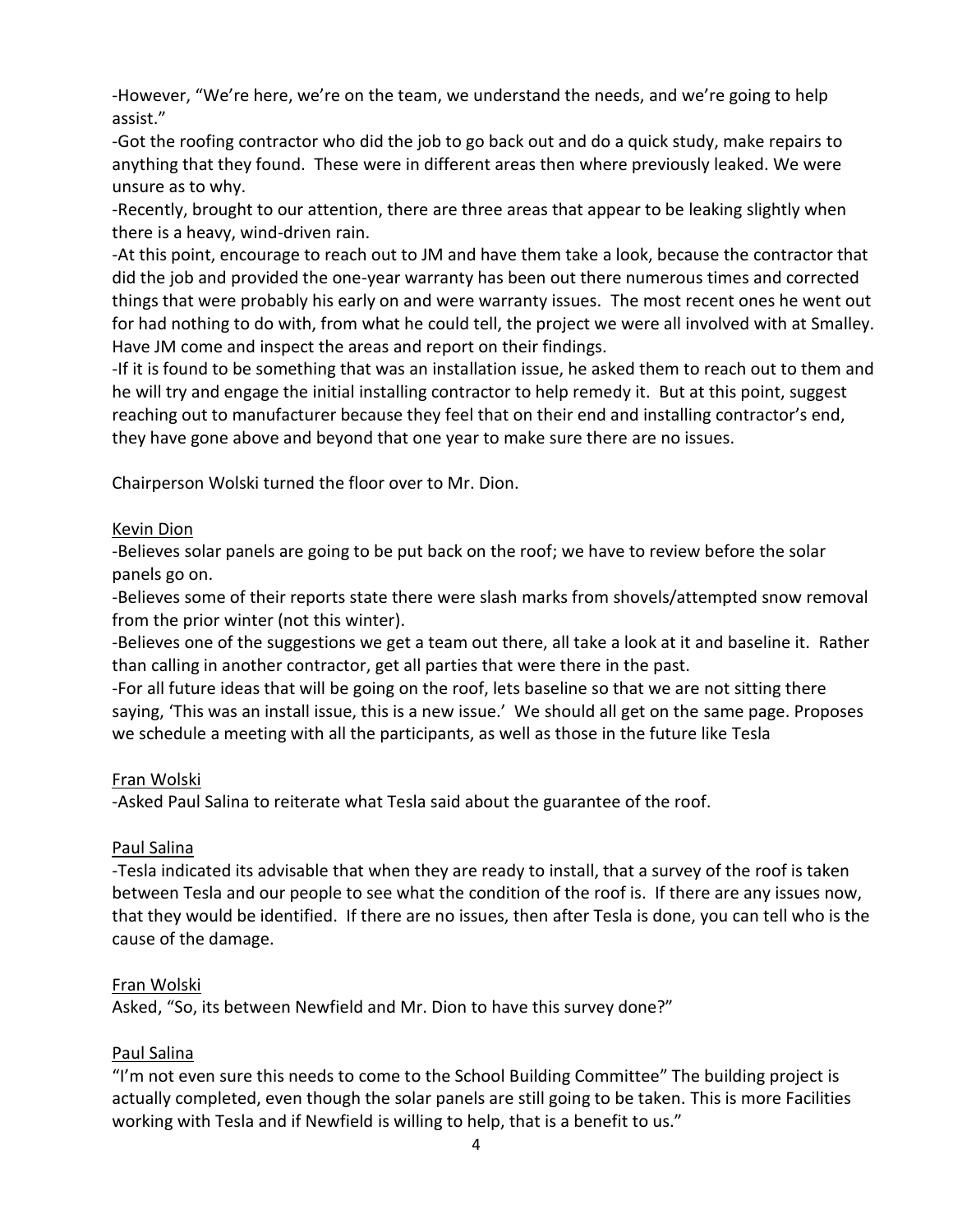-However, "We're here, we're on the team, we understand the needs, and we're going to help assist."

-Got the roofing contractor who did the job to go back out and do a quick study, make repairs to anything that they found. These were in different areas then where previously leaked. We were unsure as to why.

-Recently, brought to our attention, there are three areas that appear to be leaking slightly when there is a heavy, wind-driven rain.

-At this point, encourage to reach out to JM and have them take a look, because the contractor that did the job and provided the one-year warranty has been out there numerous times and corrected things that were probably his early on and were warranty issues. The most recent ones he went out for had nothing to do with, from what he could tell, the project we were all involved with at Smalley. Have JM come and inspect the areas and report on their findings.

-If it is found to be something that was an installation issue, he asked them to reach out to them and he will try and engage the initial installing contractor to help remedy it. But at this point, suggest reaching out to manufacturer because they feel that on their end and installing contractor's end, they have gone above and beyond that one year to make sure there are no issues.

Chairperson Wolski turned the floor over to Mr. Dion.

<u>Kevin Dion</u>

-Believes solar panels are going to be put back on the roof; we have to review before the solar panels go on.

-Believes some of their reports state there were slash marks from shovels/attempted snow removal from the prior winter (not this winter).

-Believes one of the suggestions we get a team out there, all take a look at it and baseline it. Rather than calling in another contractor, get all parties that were there in the past.

-For all future ideas that will be going on the roof, lets baseline so that we are not sitting there saying, 'This was an install issue, this is a new issue.' We should all get on the same page. Proposes we schedule a meeting with all the participants, as well as those in the future like Tesla

<u>Fran Wolski</u>

-Asked Paul Salina to reiterate what Tesla said about the guarantee of the roof.

<u>Paul Salina</u>

-Tesla indicated its advisable that when they are ready to install, that a survey of the roof is taken between Tesla and our people to see what the condition of the roof is. If there are any issues now, that they would be identified. If there are no issues, then after Tesla is done, you can tell who is the cause of the damage.

<u>Fran Wolski</u>

Asked, "So, its between Newfield and Mr. Dion to have this survey done?"

<u>Paul Salina</u>

"I'm not even sure this needs to come to the School Building Committee" The building project is actually completed, even though the solar panels are still going to be taken. This is more Facilities working with Tesla and if Newfield is willing to help, that is a benefit to us."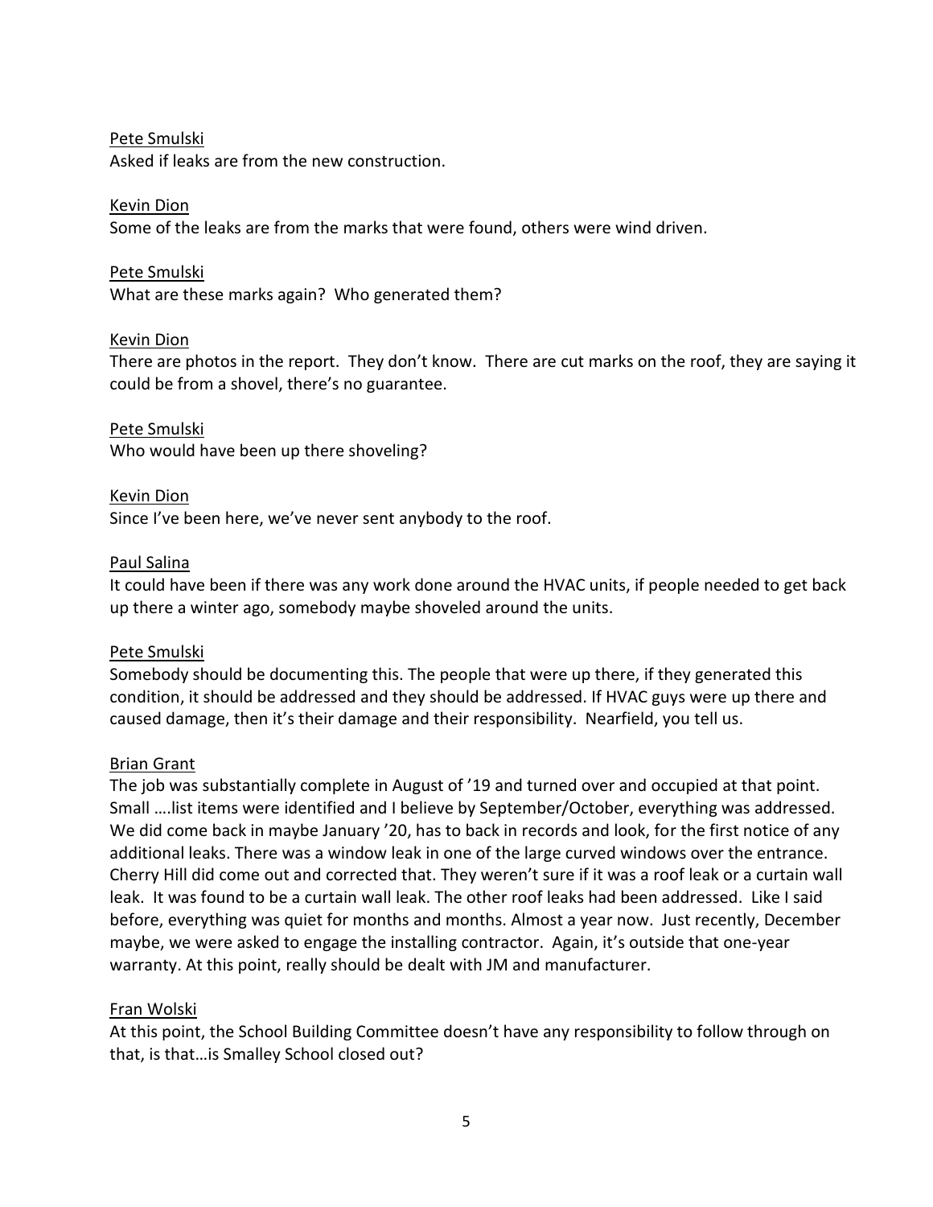Pete Smulski
Asked if leaks are from the new construction.

Kevin Dion
Some of the leaks are from the marks that were found, others were wind driven.

Pete Smulski
What are these marks again? Who generated them?

Kevin Dion
There are photos in the report. They don't know. There are cut marks on the roof, they are saying it could be from a shovel, there's no guarantee.

Pete Smulski
Who would have been up there shoveling?

Kevin Dion
Since I've been here, we've never sent anybody to the roof.

Paul Salina
It could have been if there was any work done around the HVAC units, if people needed to get back up there a winter ago, somebody maybe shoveled around the units.

Pete Smulski
Somebody should be documenting this. The people that were up there, if they generated this condition, it should be addressed and they should be addressed. If HVAC guys were up there and caused damage, then it's their damage and their responsibility. Nearfield, you tell us.

Brian Grant
The job was substantially complete in August of '19 and turned over and occupied at that point. Small ….list items were identified and I believe by September/October, everything was addressed. We did come back in maybe January '20, has to back in records and look, for the first notice of any additional leaks. There was a window leak in one of the large curved windows over the entrance. Cherry Hill did come out and corrected that. They weren't sure if it was a roof leak or a curtain wall leak. It was found to be a curtain wall leak. The other roof leaks had been addressed. Like I said before, everything was quiet for months and months. Almost a year now. Just recently, December maybe, we were asked to engage the installing contractor. Again, it's outside that one-year warranty. At this point, really should be dealt with JM and manufacturer.

Fran Wolski
At this point, the School Building Committee doesn't have any responsibility to follow through on that, is that…is Smalley School closed out?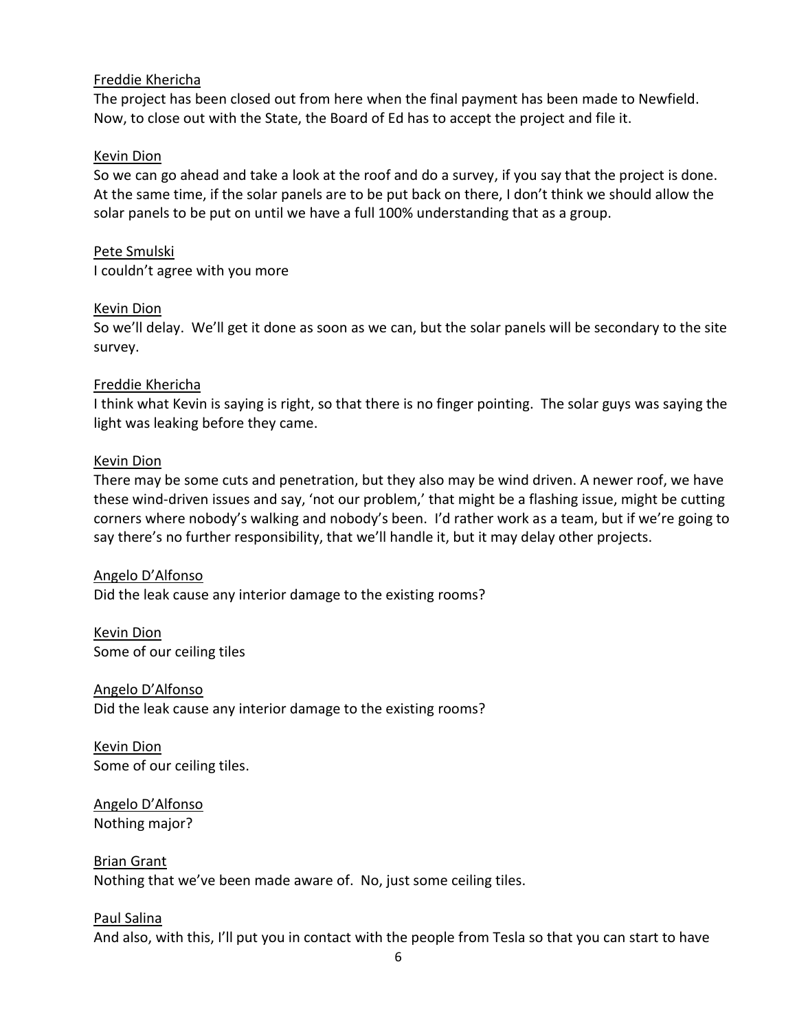Freddie Khericha
The project has been closed out from here when the final payment has been made to Newfield. Now, to close out with the State, the Board of Ed has to accept the project and file it.

Kevin Dion
So we can go ahead and take a look at the roof and do a survey, if you say that the project is done. At the same time, if the solar panels are to be put back on there, I don't think we should allow the solar panels to be put on until we have a full 100% understanding that as a group.

Pete Smulski
I couldn't agree with you more

Kevin Dion
So we'll delay. We'll get it done as soon as we can, but the solar panels will be secondary to the site survey.

Freddie Khericha
I think what Kevin is saying is right, so that there is no finger pointing. The solar guys was saying the light was leaking before they came.

Kevin Dion
There may be some cuts and penetration, but they also may be wind driven. A newer roof, we have these wind-driven issues and say, 'not our problem,' that might be a flashing issue, might be cutting corners where nobody's walking and nobody's been. I'd rather work as a team, but if we're going to say there's no further responsibility, that we'll handle it, but it may delay other projects.

Angelo D'Alfonso
Did the leak cause any interior damage to the existing rooms?

Kevin Dion
Some of our ceiling tiles

Angelo D'Alfonso
Did the leak cause any interior damage to the existing rooms?

Kevin Dion
Some of our ceiling tiles.

Angelo D'Alfonso
Nothing major?

Brian Grant
Nothing that we've been made aware of. No, just some ceiling tiles.

Paul Salina
And also, with this, I'll put you in contact with the people from Tesla so that you can start to have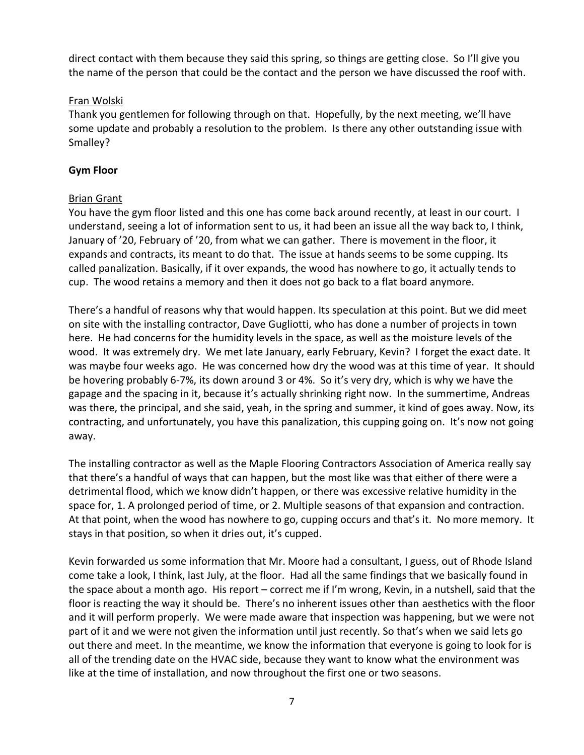direct contact with them because they said this spring, so things are getting close. So I'll give you the name of the person that could be the contact and the person we have discussed the roof with.

<u>Fran Wolski</u>
Thank you gentlemen for following through on that. Hopefully, by the next meeting, we'll have some update and probably a resolution to the problem. Is there any other outstanding issue with Smalley?

**Gym Floor**

<u>Brian Grant</u>
You have the gym floor listed and this one has come back around recently, at least in our court. I understand, seeing a lot of information sent to us, it had been an issue all the way back to, I think, January of '20, February of '20, from what we can gather. There is movement in the floor, it expands and contracts, its meant to do that. The issue at hands seems to be some cupping. Its called panalization. Basically, if it over expands, the wood has nowhere to go, it actually tends to cup. The wood retains a memory and then it does not go back to a flat board anymore.

There's a handful of reasons why that would happen. Its speculation at this point. But we did meet on site with the installing contractor, Dave Gugliotti, who has done a number of projects in town here. He had concerns for the humidity levels in the space, as well as the moisture levels of the wood. It was extremely dry. We met late January, early February, Kevin? I forget the exact date. It was maybe four weeks ago. He was concerned how dry the wood was at this time of year. It should be hovering probably 6-7%, its down around 3 or 4%. So it's very dry, which is why we have the gapage and the spacing in it, because it's actually shrinking right now. In the summertime, Andreas was there, the principal, and she said, yeah, in the spring and summer, it kind of goes away. Now, its contracting, and unfortunately, you have this panalization, this cupping going on. It's now not going away.

The installing contractor as well as the Maple Flooring Contractors Association of America really say that there's a handful of ways that can happen, but the most like was that either of there were a detrimental flood, which we know didn't happen, or there was excessive relative humidity in the space for, 1. A prolonged period of time, or 2. Multiple seasons of that expansion and contraction. At that point, when the wood has nowhere to go, cupping occurs and that's it. No more memory. It stays in that position, so when it dries out, it's cupped.

Kevin forwarded us some information that Mr. Moore had a consultant, I guess, out of Rhode Island come take a look, I think, last July, at the floor. Had all the same findings that we basically found in the space about a month ago. His report – correct me if I'm wrong, Kevin, in a nutshell, said that the floor is reacting the way it should be. There's no inherent issues other than aesthetics with the floor and it will perform properly. We were made aware that inspection was happening, but we were not part of it and we were not given the information until just recently. So that's when we said lets go out there and meet. In the meantime, we know the information that everyone is going to look for is all of the trending date on the HVAC side, because they want to know what the environment was like at the time of installation, and now throughout the first one or two seasons.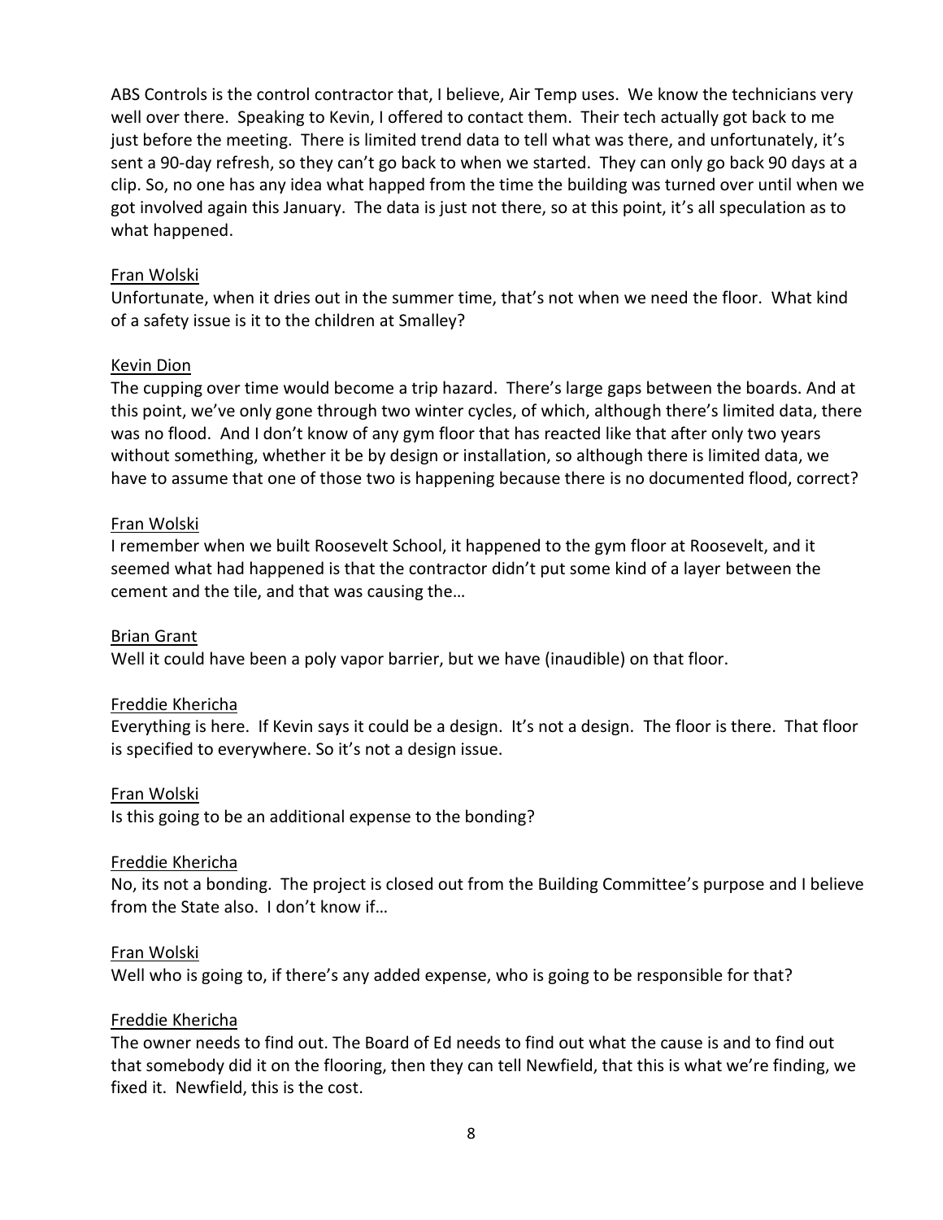ABS Controls is the control contractor that, I believe, Air Temp uses. We know the technicians very well over there. Speaking to Kevin, I offered to contact them. Their tech actually got back to me just before the meeting. There is limited trend data to tell what was there, and unfortunately, it's sent a 90-day refresh, so they can't go back to when we started. They can only go back 90 days at a clip. So, no one has any idea what happed from the time the building was turned over until when we got involved again this January. The data is just not there, so at this point, it's all speculation as to what happened.

Fran Wolski

Unfortunate, when it dries out in the summer time, that's not when we need the floor. What kind of a safety issue is it to the children at Smalley?

Kevin Dion

The cupping over time would become a trip hazard. There's large gaps between the boards. And at this point, we've only gone through two winter cycles, of which, although there's limited data, there was no flood. And I don't know of any gym floor that has reacted like that after only two years without something, whether it be by design or installation, so although there is limited data, we have to assume that one of those two is happening because there is no documented flood, correct?

Fran Wolski

I remember when we built Roosevelt School, it happened to the gym floor at Roosevelt, and it seemed what had happened is that the contractor didn't put some kind of a layer between the cement and the tile, and that was causing the…

Brian Grant

Well it could have been a poly vapor barrier, but we have (inaudible) on that floor.

Freddie Khericha

Everything is here. If Kevin says it could be a design. It's not a design. The floor is there. That floor is specified to everywhere. So it's not a design issue.

Fran Wolski

Is this going to be an additional expense to the bonding?

Freddie Khericha

No, its not a bonding. The project is closed out from the Building Committee's purpose and I believe from the State also. I don't know if…

Fran Wolski

Well who is going to, if there's any added expense, who is going to be responsible for that?

Freddie Khericha

The owner needs to find out. The Board of Ed needs to find out what the cause is and to find out that somebody did it on the flooring, then they can tell Newfield, that this is what we're finding, we fixed it. Newfield, this is the cost.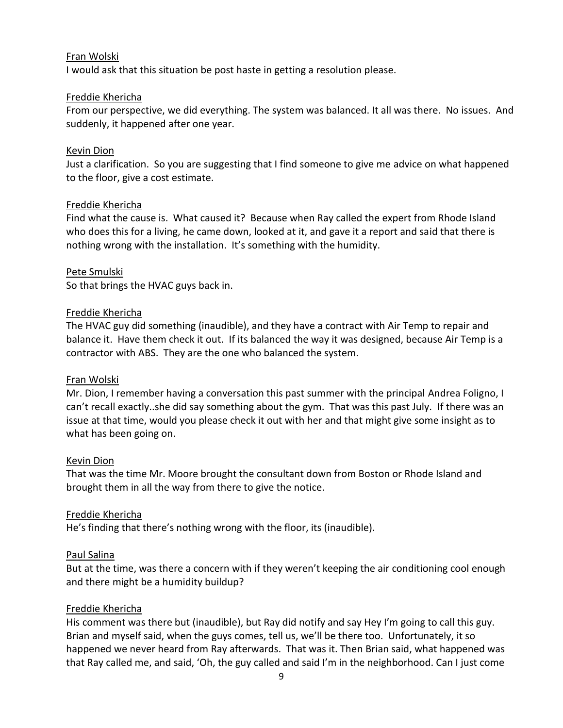Fran Wolski

I would ask that this situation be post haste in getting a resolution please.

Freddie Khericha

From our perspective, we did everything. The system was balanced. It all was there. No issues. And suddenly, it happened after one year.

Kevin Dion

Just a clarification. So you are suggesting that I find someone to give me advice on what happened to the floor, give a cost estimate.

Freddie Khericha

Find what the cause is. What caused it? Because when Ray called the expert from Rhode Island who does this for a living, he came down, looked at it, and gave it a report and said that there is nothing wrong with the installation. It's something with the humidity.

Pete Smulski

So that brings the HVAC guys back in.

Freddie Khericha

The HVAC guy did something (inaudible), and they have a contract with Air Temp to repair and balance it. Have them check it out. If its balanced the way it was designed, because Air Temp is a contractor with ABS. They are the one who balanced the system.

Fran Wolski

Mr. Dion, I remember having a conversation this past summer with the principal Andrea Foligno, I can't recall exactly..she did say something about the gym. That was this past July. If there was an issue at that time, would you please check it out with her and that might give some insight as to what has been going on.

Kevin Dion

That was the time Mr. Moore brought the consultant down from Boston or Rhode Island and brought them in all the way from there to give the notice.

Freddie Khericha

He's finding that there's nothing wrong with the floor, its (inaudible).

Paul Salina

But at the time, was there a concern with if they weren't keeping the air conditioning cool enough and there might be a humidity buildup?

Freddie Khericha

His comment was there but (inaudible), but Ray did notify and say Hey I'm going to call this guy. Brian and myself said, when the guys comes, tell us, we'll be there too. Unfortunately, it so happened we never heard from Ray afterwards. That was it. Then Brian said, what happened was that Ray called me, and said, 'Oh, the guy called and said I'm in the neighborhood. Can I just come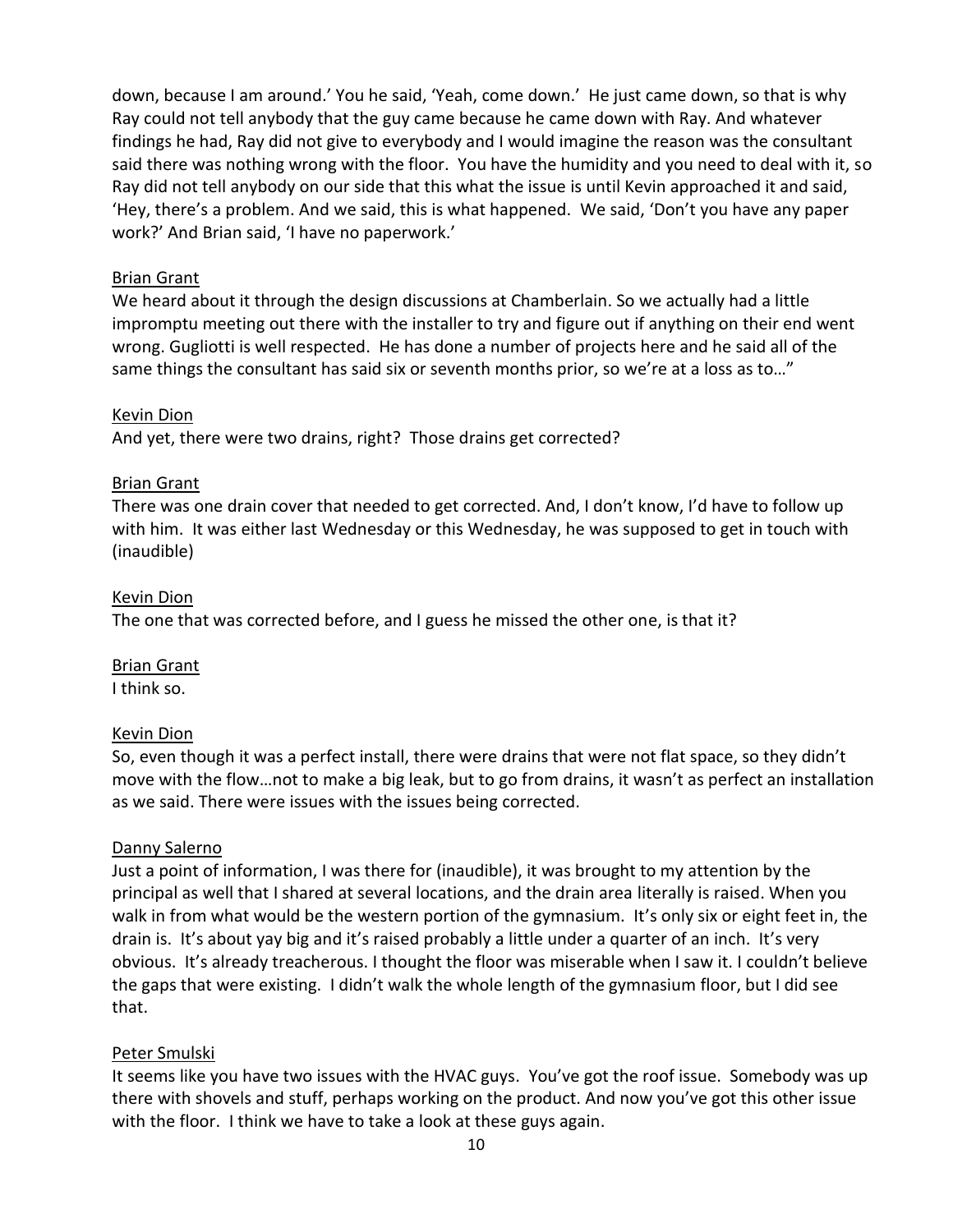down, because I am around.' You he said, 'Yeah, come down.' He just came down, so that is why Ray could not tell anybody that the guy came because he came down with Ray. And whatever findings he had, Ray did not give to everybody and I would imagine the reason was the consultant said there was nothing wrong with the floor. You have the humidity and you need to deal with it, so Ray did not tell anybody on our side that this what the issue is until Kevin approached it and said, 'Hey, there's a problem. And we said, this is what happened. We said, 'Don't you have any paper work?' And Brian said, 'I have no paperwork.'

Brian Grant

We heard about it through the design discussions at Chamberlain. So we actually had a little impromptu meeting out there with the installer to try and figure out if anything on their end went wrong. Gugliotti is well respected. He has done a number of projects here and he said all of the same things the consultant has said six or seventh months prior, so we're at a loss as to…"

Kevin Dion

And yet, there were two drains, right? Those drains get corrected?

Brian Grant

There was one drain cover that needed to get corrected. And, I don't know, I'd have to follow up with him. It was either last Wednesday or this Wednesday, he was supposed to get in touch with (inaudible)

Kevin Dion

The one that was corrected before, and I guess he missed the other one, is that it?

Brian Grant

I think so.

Kevin Dion

So, even though it was a perfect install, there were drains that were not flat space, so they didn't move with the flow…not to make a big leak, but to go from drains, it wasn't as perfect an installation as we said. There were issues with the issues being corrected.

Danny Salerno

Just a point of information, I was there for (inaudible), it was brought to my attention by the principal as well that I shared at several locations, and the drain area literally is raised. When you walk in from what would be the western portion of the gymnasium. It's only six or eight feet in, the drain is. It's about yay big and it's raised probably a little under a quarter of an inch. It's very obvious. It's already treacherous. I thought the floor was miserable when I saw it. I couldn't believe the gaps that were existing. I didn't walk the whole length of the gymnasium floor, but I did see that.

Peter Smulski

It seems like you have two issues with the HVAC guys. You've got the roof issue. Somebody was up there with shovels and stuff, perhaps working on the product. And now you've got this other issue with the floor. I think we have to take a look at these guys again.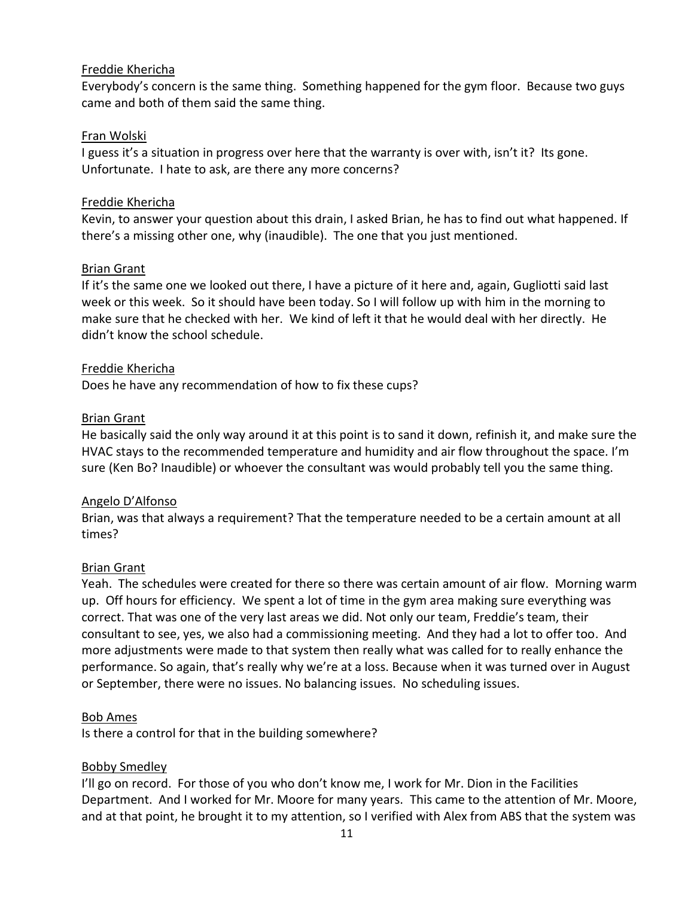Freddie Khericha

Everybody's concern is the same thing. Something happened for the gym floor. Because two guys came and both of them said the same thing.

Fran Wolski

I guess it's a situation in progress over here that the warranty is over with, isn't it? Its gone. Unfortunate. I hate to ask, are there any more concerns?

Freddie Khericha

Kevin, to answer your question about this drain, I asked Brian, he has to find out what happened. If there's a missing other one, why (inaudible). The one that you just mentioned.

Brian Grant

If it's the same one we looked out there, I have a picture of it here and, again, Gugliotti said last week or this week. So it should have been today. So I will follow up with him in the morning to make sure that he checked with her. We kind of left it that he would deal with her directly. He didn't know the school schedule.

Freddie Khericha

Does he have any recommendation of how to fix these cups?

Brian Grant

He basically said the only way around it at this point is to sand it down, refinish it, and make sure the HVAC stays to the recommended temperature and humidity and air flow throughout the space. I'm sure (Ken Bo? Inaudible) or whoever the consultant was would probably tell you the same thing.

Angelo D'Alfonso

Brian, was that always a requirement? That the temperature needed to be a certain amount at all times?

Brian Grant

Yeah. The schedules were created for there so there was certain amount of air flow. Morning warm up. Off hours for efficiency. We spent a lot of time in the gym area making sure everything was correct. That was one of the very last areas we did. Not only our team, Freddie's team, their consultant to see, yes, we also had a commissioning meeting. And they had a lot to offer too. And more adjustments were made to that system then really what was called for to really enhance the performance. So again, that's really why we're at a loss. Because when it was turned over in August or September, there were no issues. No balancing issues. No scheduling issues.

Bob Ames

Is there a control for that in the building somewhere?

Bobby Smedley

I'll go on record. For those of you who don't know me, I work for Mr. Dion in the Facilities Department. And I worked for Mr. Moore for many years. This came to the attention of Mr. Moore, and at that point, he brought it to my attention, so I verified with Alex from ABS that the system was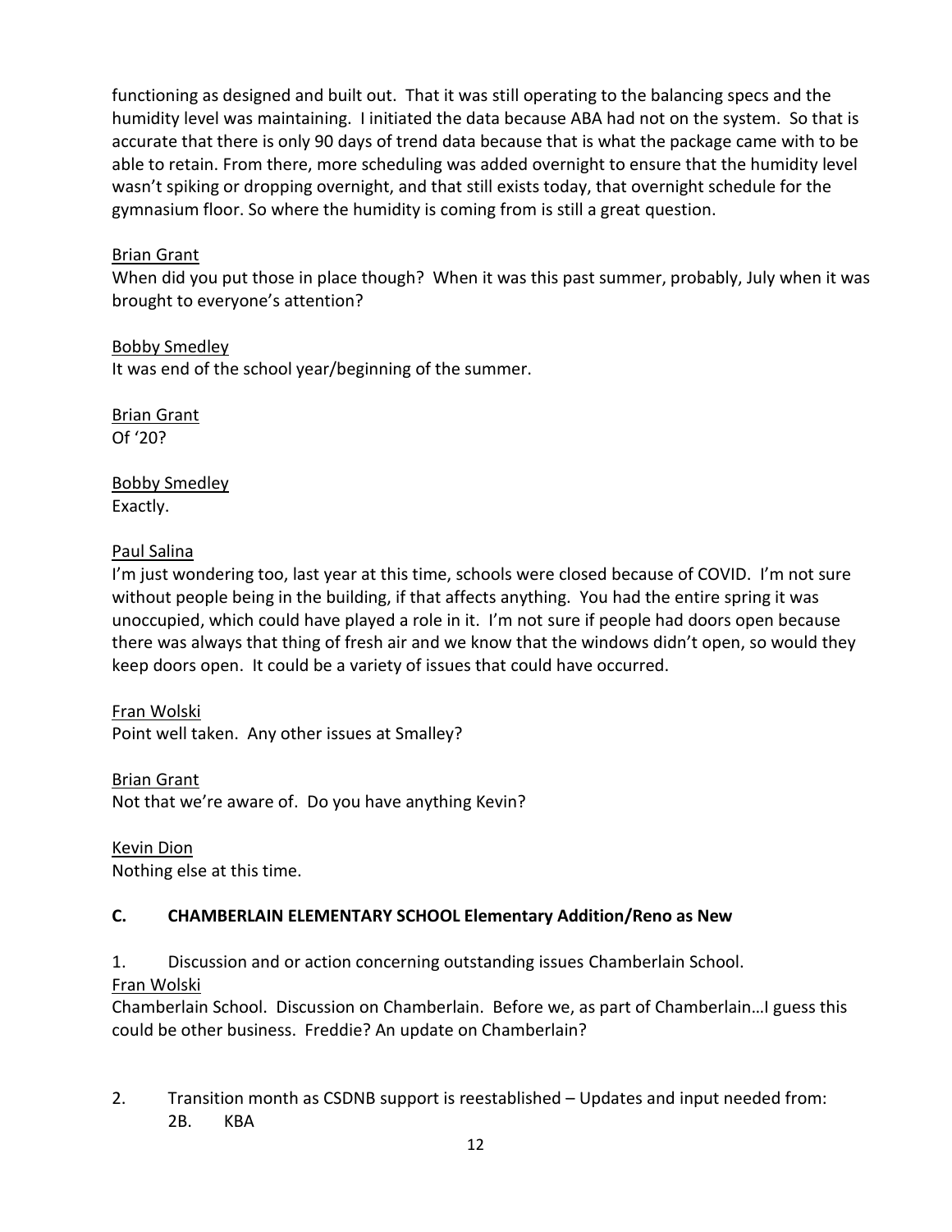functioning as designed and built out. That it was still operating to the balancing specs and the humidity level was maintaining. I initiated the data because ABA had not on the system. So that is accurate that there is only 90 days of trend data because that is what the package came with to be able to retain. From there, more scheduling was added overnight to ensure that the humidity level wasn't spiking or dropping overnight, and that still exists today, that overnight schedule for the gymnasium floor. So where the humidity is coming from is still a great question.

<u>Brian Grant</u>
When did you put those in place though? When it was this past summer, probably, July when it was brought to everyone's attention?

<u>Bobby Smedley</u>
It was end of the school year/beginning of the summer.

<u>Brian Grant</u>
Of '20?

<u>Bobby Smedley</u>
Exactly.

<u>Paul Salina</u>
I'm just wondering too, last year at this time, schools were closed because of COVID. I'm not sure without people being in the building, if that affects anything. You had the entire spring it was unoccupied, which could have played a role in it. I'm not sure if people had doors open because there was always that thing of fresh air and we know that the windows didn't open, so would they keep doors open. It could be a variety of issues that could have occurred.

<u>Fran Wolski</u>
Point well taken. Any other issues at Smalley?

<u>Brian Grant</u>
Not that we're aware of. Do you have anything Kevin?

<u>Kevin Dion</u>
Nothing else at this time.

**C. CHAMBERLAIN ELEMENTARY SCHOOL Elementary Addition/Reno as New**

1. Discussion and or action concerning outstanding issues Chamberlain School.

<u>Fran Wolski</u>
Chamberlain School. Discussion on Chamberlain. Before we, as part of Chamberlain…I guess this could be other business. Freddie? An update on Chamberlain?

2. Transition month as CSDNB support is reestablished – Updates and input needed from:
   2B. KBA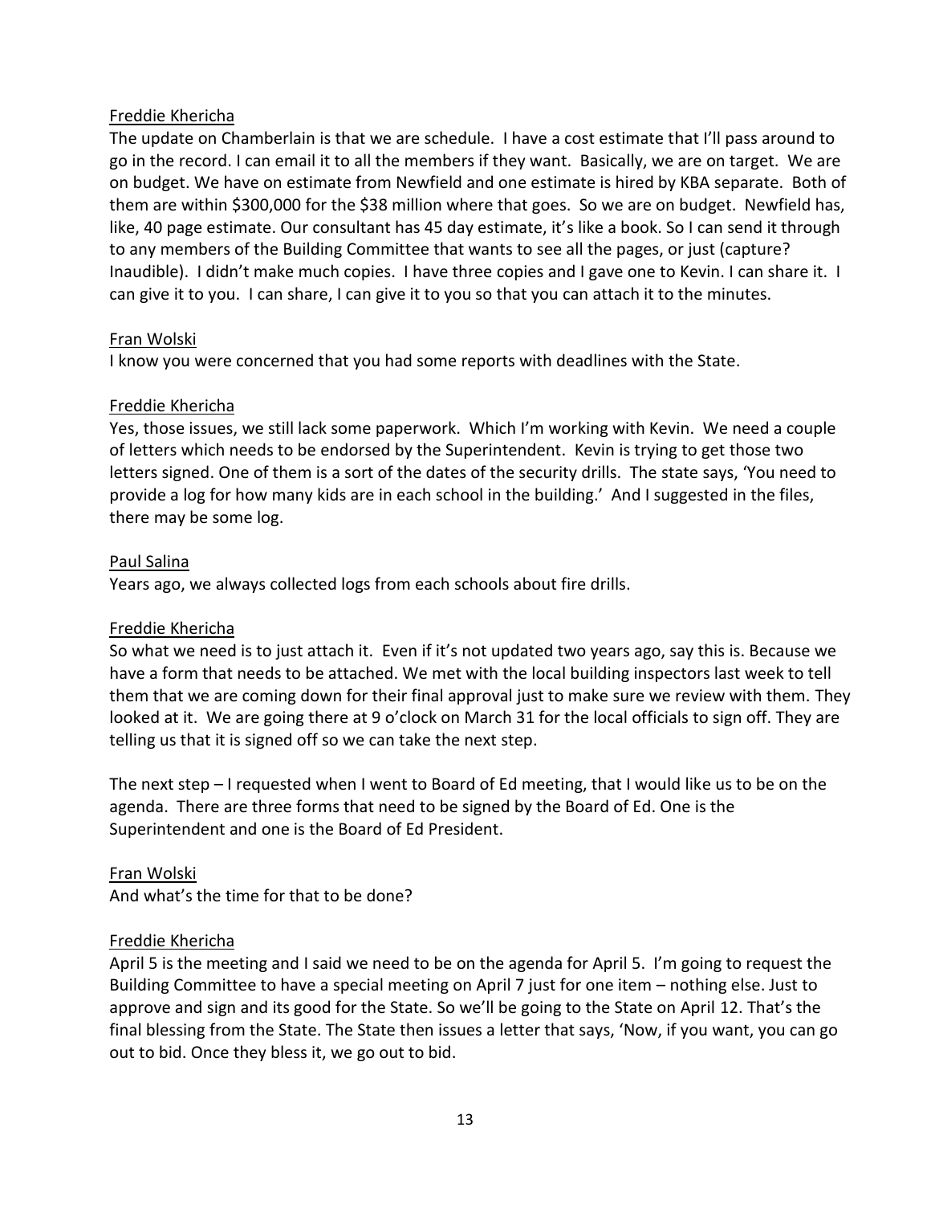Freddie Khericha

The update on Chamberlain is that we are schedule. I have a cost estimate that I'll pass around to go in the record. I can email it to all the members if they want. Basically, we are on target. We are on budget. We have on estimate from Newfield and one estimate is hired by KBA separate. Both of them are within $300,000 for the $38 million where that goes. So we are on budget. Newfield has, like, 40 page estimate. Our consultant has 45 day estimate, it's like a book. So I can send it through to any members of the Building Committee that wants to see all the pages, or just (capture? Inaudible). I didn't make much copies. I have three copies and I gave one to Kevin. I can share it. I can give it to you. I can share, I can give it to you so that you can attach it to the minutes.

Fran Wolski

I know you were concerned that you had some reports with deadlines with the State.

Freddie Khericha

Yes, those issues, we still lack some paperwork. Which I'm working with Kevin. We need a couple of letters which needs to be endorsed by the Superintendent. Kevin is trying to get those two letters signed. One of them is a sort of the dates of the security drills. The state says, 'You need to provide a log for how many kids are in each school in the building.' And I suggested in the files, there may be some log.

Paul Salina

Years ago, we always collected logs from each schools about fire drills.

Freddie Khericha

So what we need is to just attach it. Even if it's not updated two years ago, say this is. Because we have a form that needs to be attached. We met with the local building inspectors last week to tell them that we are coming down for their final approval just to make sure we review with them. They looked at it. We are going there at 9 o'clock on March 31 for the local officials to sign off. They are telling us that it is signed off so we can take the next step.

The next step – I requested when I went to Board of Ed meeting, that I would like us to be on the agenda. There are three forms that need to be signed by the Board of Ed. One is the Superintendent and one is the Board of Ed President.

Fran Wolski

And what's the time for that to be done?

Freddie Khericha

April 5 is the meeting and I said we need to be on the agenda for April 5. I'm going to request the Building Committee to have a special meeting on April 7 just for one item – nothing else. Just to approve and sign and its good for the State. So we'll be going to the State on April 12. That's the final blessing from the State. The State then issues a letter that says, 'Now, if you want, you can go out to bid. Once they bless it, we go out to bid.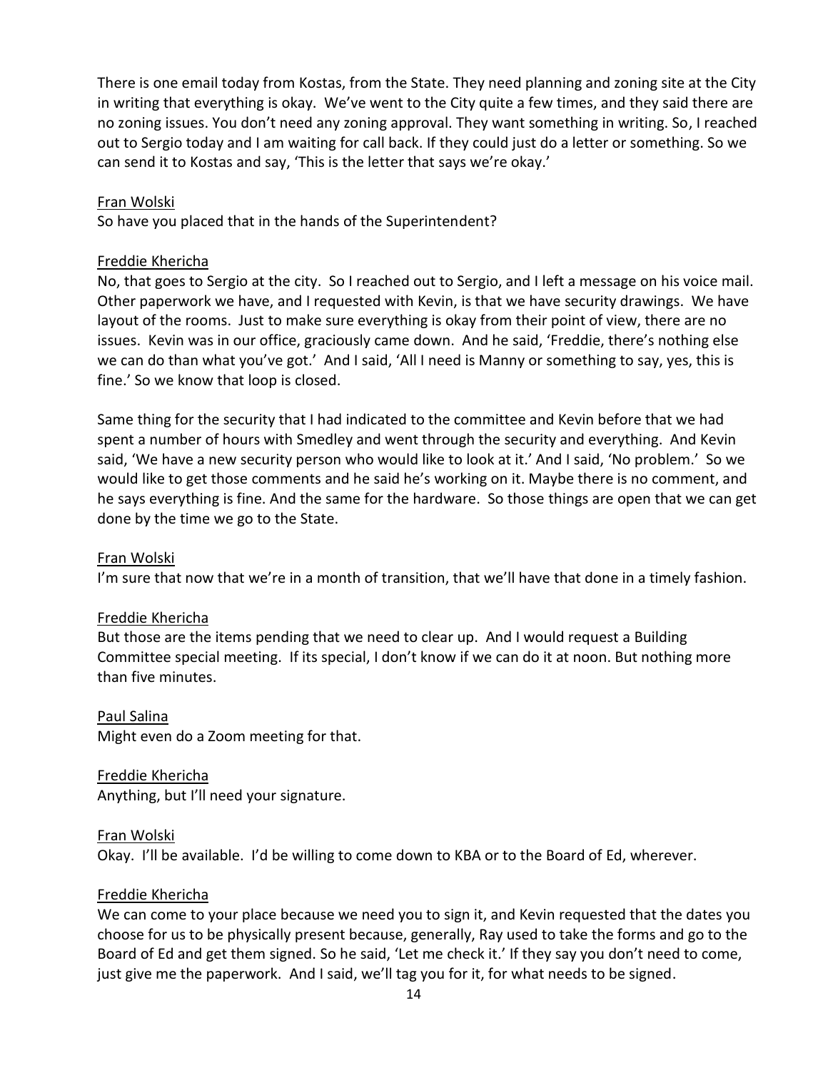There is one email today from Kostas, from the State. They need planning and zoning site at the City in writing that everything is okay. We've went to the City quite a few times, and they said there are no zoning issues. You don't need any zoning approval. They want something in writing. So, I reached out to Sergio today and I am waiting for call back. If they could just do a letter or something. So we can send it to Kostas and say, 'This is the letter that says we're okay.'

Fran Wolski

So have you placed that in the hands of the Superintendent?

Freddie Khericha

No, that goes to Sergio at the city. So I reached out to Sergio, and I left a message on his voice mail. Other paperwork we have, and I requested with Kevin, is that we have security drawings. We have layout of the rooms. Just to make sure everything is okay from their point of view, there are no issues. Kevin was in our office, graciously came down. And he said, 'Freddie, there's nothing else we can do than what you've got.' And I said, 'All I need is Manny or something to say, yes, this is fine.' So we know that loop is closed.

Same thing for the security that I had indicated to the committee and Kevin before that we had spent a number of hours with Smedley and went through the security and everything. And Kevin said, 'We have a new security person who would like to look at it.' And I said, 'No problem.' So we would like to get those comments and he said he's working on it. Maybe there is no comment, and he says everything is fine. And the same for the hardware. So those things are open that we can get done by the time we go to the State.

Fran Wolski

I'm sure that now that we're in a month of transition, that we'll have that done in a timely fashion.

Freddie Khericha

But those are the items pending that we need to clear up. And I would request a Building Committee special meeting. If its special, I don't know if we can do it at noon. But nothing more than five minutes.

Paul Salina

Might even do a Zoom meeting for that.

Freddie Khericha

Anything, but I'll need your signature.

Fran Wolski

Okay. I'll be available. I'd be willing to come down to KBA or to the Board of Ed, wherever.

Freddie Khericha

We can come to your place because we need you to sign it, and Kevin requested that the dates you choose for us to be physically present because, generally, Ray used to take the forms and go to the Board of Ed and get them signed. So he said, 'Let me check it.' If they say you don't need to come, just give me the paperwork. And I said, we'll tag you for it, for what needs to be signed.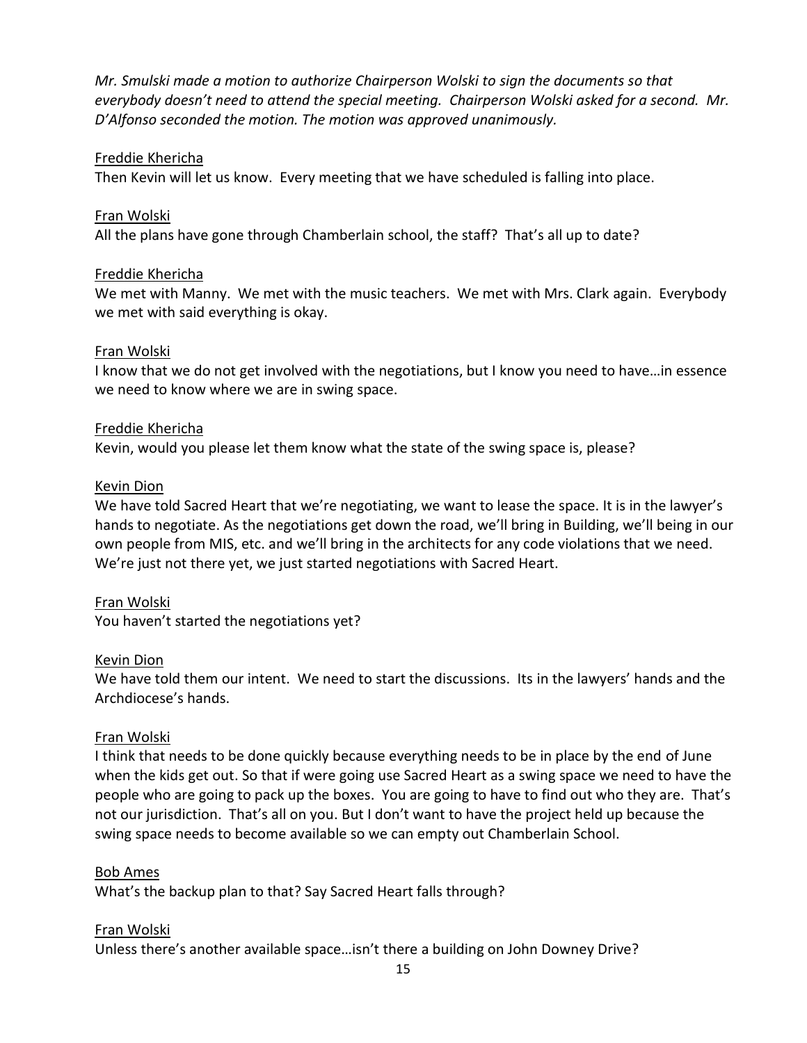*Mr. Smulski made a motion to authorize Chairperson Wolski to sign the documents so that everybody doesn't need to attend the special meeting. Chairperson Wolski asked for a second. Mr. D'Alfonso seconded the motion. The motion was approved unanimously.*

<u>Freddie Khericha</u>
Then Kevin will let us know. Every meeting that we have scheduled is falling into place.

<u>Fran Wolski</u>
All the plans have gone through Chamberlain school, the staff? That's all up to date?

<u>Freddie Khericha</u>
We met with Manny. We met with the music teachers. We met with Mrs. Clark again. Everybody we met with said everything is okay.

<u>Fran Wolski</u>
I know that we do not get involved with the negotiations, but I know you need to have…in essence we need to know where we are in swing space.

<u>Freddie Khericha</u>
Kevin, would you please let them know what the state of the swing space is, please?

<u>Kevin Dion</u>
We have told Sacred Heart that we're negotiating, we want to lease the space. It is in the lawyer's hands to negotiate. As the negotiations get down the road, we'll bring in Building, we'll being in our own people from MIS, etc. and we'll bring in the architects for any code violations that we need. We're just not there yet, we just started negotiations with Sacred Heart.

<u>Fran Wolski</u>
You haven't started the negotiations yet?

<u>Kevin Dion</u>
We have told them our intent. We need to start the discussions. Its in the lawyers' hands and the Archdiocese's hands.

<u>Fran Wolski</u>
I think that needs to be done quickly because everything needs to be in place by the end of June when the kids get out. So that if were going use Sacred Heart as a swing space we need to have the people who are going to pack up the boxes. You are going to have to find out who they are. That's not our jurisdiction. That's all on you. But I don't want to have the project held up because the swing space needs to become available so we can empty out Chamberlain School.

<u>Bob Ames</u>
What's the backup plan to that? Say Sacred Heart falls through?

<u>Fran Wolski</u>
Unless there's another available space…isn't there a building on John Downey Drive?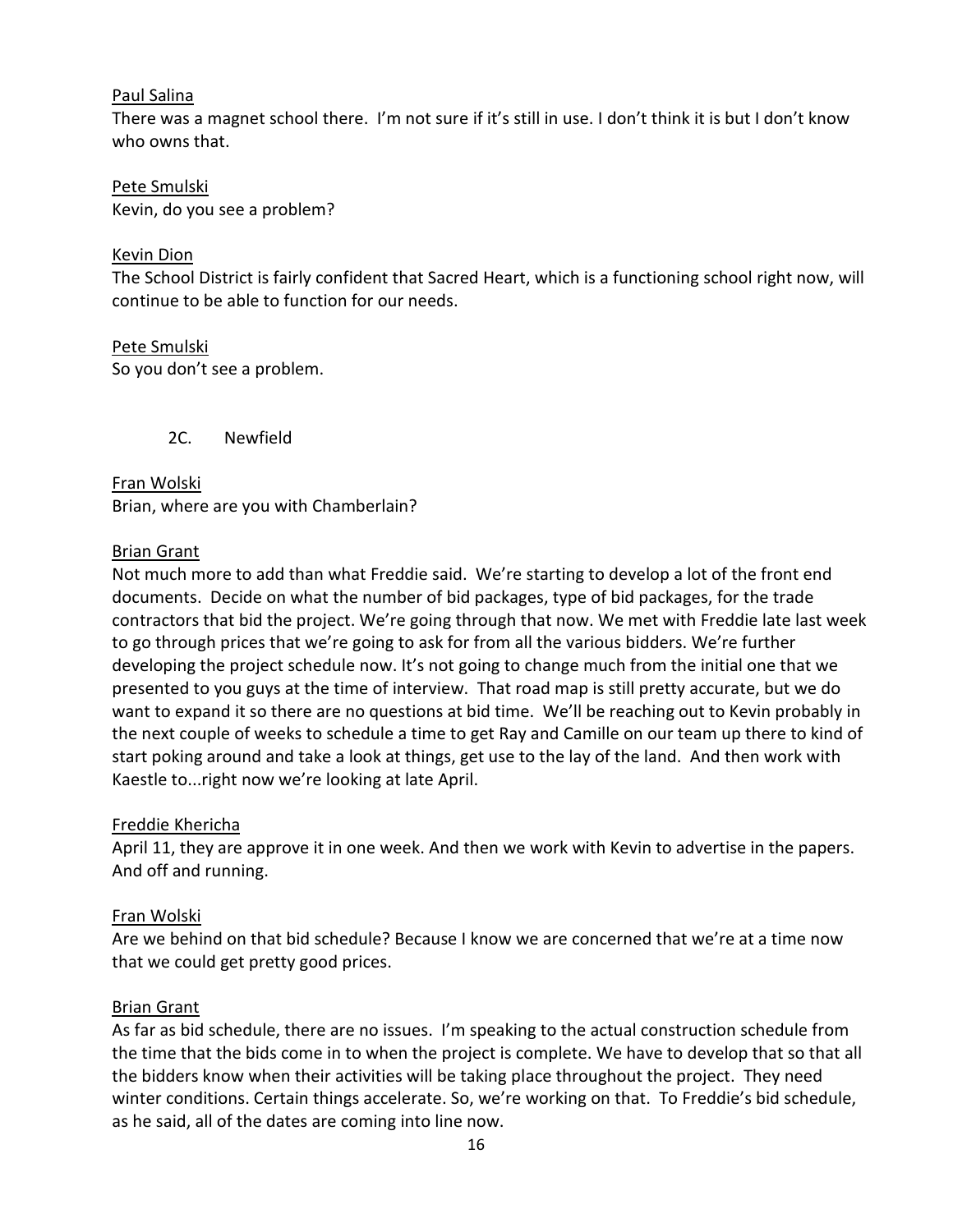Paul Salina
There was a magnet school there. I'm not sure if it's still in use. I don't think it is but I don't know who owns that.

Pete Smulski
Kevin, do you see a problem?

Kevin Dion
The School District is fairly confident that Sacred Heart, which is a functioning school right now, will continue to be able to function for our needs.

Pete Smulski
So you don't see a problem.

2C. Newfield

Fran Wolski
Brian, where are you with Chamberlain?

Brian Grant
Not much more to add than what Freddie said. We're starting to develop a lot of the front end documents. Decide on what the number of bid packages, type of bid packages, for the trade contractors that bid the project. We're going through that now. We met with Freddie late last week to go through prices that we're going to ask for from all the various bidders. We're further developing the project schedule now. It's not going to change much from the initial one that we presented to you guys at the time of interview. That road map is still pretty accurate, but we do want to expand it so there are no questions at bid time. We'll be reaching out to Kevin probably in the next couple of weeks to schedule a time to get Ray and Camille on our team up there to kind of start poking around and take a look at things, get use to the lay of the land. And then work with Kaestle to...right now we're looking at late April.

Freddie Khericha
April 11, they are approve it in one week. And then we work with Kevin to advertise in the papers. And off and running.

Fran Wolski
Are we behind on that bid schedule? Because I know we are concerned that we're at a time now that we could get pretty good prices.

Brian Grant
As far as bid schedule, there are no issues. I'm speaking to the actual construction schedule from the time that the bids come in to when the project is complete. We have to develop that so that all the bidders know when their activities will be taking place throughout the project. They need winter conditions. Certain things accelerate. So, we're working on that. To Freddie's bid schedule, as he said, all of the dates are coming into line now.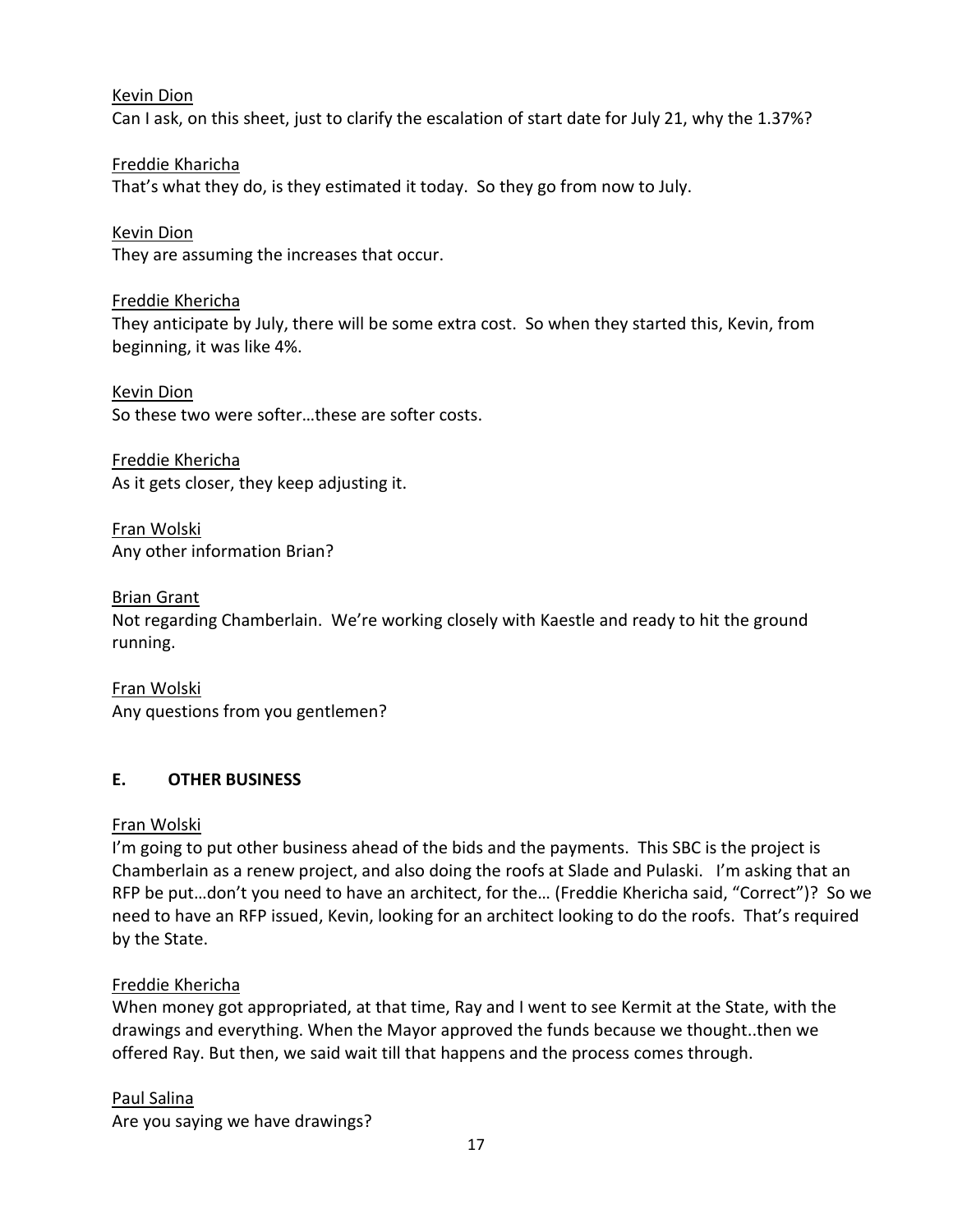Kevin Dion
Can I ask, on this sheet, just to clarify the escalation of start date for July 21, why the 1.37%?

Freddie Kharicha
That's what they do, is they estimated it today. So they go from now to July.

Kevin Dion
They are assuming the increases that occur.

Freddie Khericha
They anticipate by July, there will be some extra cost. So when they started this, Kevin, from beginning, it was like 4%.

Kevin Dion
So these two were softer…these are softer costs.

Freddie Khericha
As it gets closer, they keep adjusting it.

Fran Wolski
Any other information Brian?

Brian Grant
Not regarding Chamberlain. We're working closely with Kaestle and ready to hit the ground running.

Fran Wolski
Any questions from you gentlemen?

## E. OTHER BUSINESS

Fran Wolski
I'm going to put other business ahead of the bids and the payments. This SBC is the project is Chamberlain as a renew project, and also doing the roofs at Slade and Pulaski. I'm asking that an RFP be put…don't you need to have an architect, for the… (Freddie Khericha said, "Correct")? So we need to have an RFP issued, Kevin, looking for an architect looking to do the roofs. That's required by the State.

Freddie Khericha
When money got appropriated, at that time, Ray and I went to see Kermit at the State, with the drawings and everything. When the Mayor approved the funds because we thought..then we offered Ray. But then, we said wait till that happens and the process comes through.

Paul Salina
Are you saying we have drawings?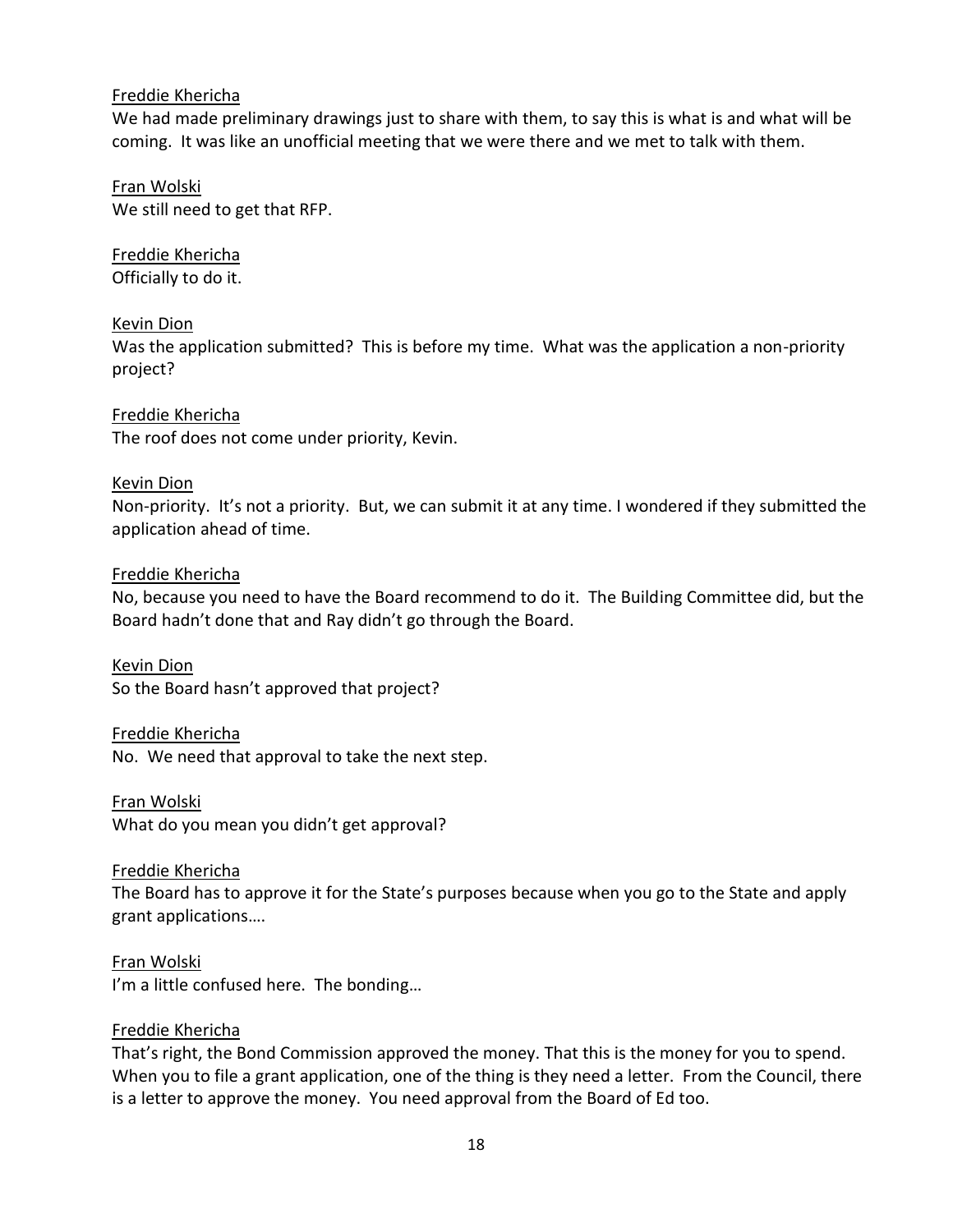Freddie Khericha
We had made preliminary drawings just to share with them, to say this is what is and what will be coming. It was like an unofficial meeting that we were there and we met to talk with them.

Fran Wolski
We still need to get that RFP.

Freddie Khericha
Officially to do it.

Kevin Dion
Was the application submitted? This is before my time. What was the application a non-priority project?

Freddie Khericha
The roof does not come under priority, Kevin.

Kevin Dion
Non-priority. It's not a priority. But, we can submit it at any time. I wondered if they submitted the application ahead of time.

Freddie Khericha
No, because you need to have the Board recommend to do it. The Building Committee did, but the Board hadn't done that and Ray didn't go through the Board.

Kevin Dion
So the Board hasn't approved that project?

Freddie Khericha
No. We need that approval to take the next step.

Fran Wolski
What do you mean you didn't get approval?

Freddie Khericha
The Board has to approve it for the State's purposes because when you go to the State and apply grant applications….

Fran Wolski
I'm a little confused here. The bonding…

Freddie Khericha
That's right, the Bond Commission approved the money. That this is the money for you to spend. When you to file a grant application, one of the thing is they need a letter. From the Council, there is a letter to approve the money. You need approval from the Board of Ed too.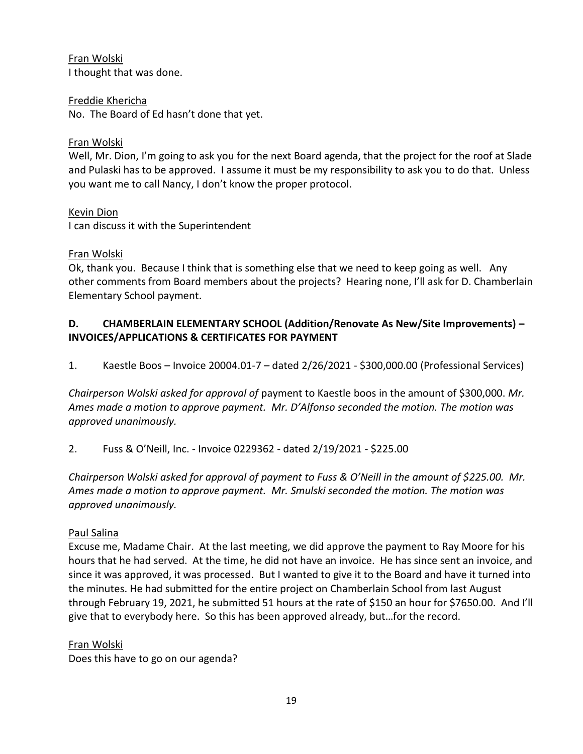Fran Wolski
I thought that was done.

Freddie Khericha
No. The Board of Ed hasn't done that yet.

Fran Wolski
Well, Mr. Dion, I'm going to ask you for the next Board agenda, that the project for the roof at Slade and Pulaski has to be approved. I assume it must be my responsibility to ask you to do that. Unless you want me to call Nancy, I don't know the proper protocol.

Kevin Dion
I can discuss it with the Superintendent

Fran Wolski
Ok, thank you. Because I think that is something else that we need to keep going as well. Any other comments from Board members about the projects? Hearing none, I'll ask for D. Chamberlain Elementary School payment.

**D. CHAMBERLAIN ELEMENTARY SCHOOL (Addition/Renovate As New/Site Improvements) – INVOICES/APPLICATIONS & CERTIFICATES FOR PAYMENT**

1. Kaestle Boos – Invoice 20004.01-7 – dated 2/26/2021 - $300,000.00 (Professional Services)

*Chairperson Wolski asked for approval of* payment to Kaestle boos in the amount of $300,000. *Mr. Ames made a motion to approve payment. Mr. D'Alfonso seconded the motion. The motion was approved unanimously.*

2. Fuss & O'Neill, Inc. - Invoice 0229362 - dated 2/19/2021 - $225.00

*Chairperson Wolski asked for approval of payment to Fuss & O'Neill in the amount of $225.00. Mr. Ames made a motion to approve payment. Mr. Smulski seconded the motion. The motion was approved unanimously.*

Paul Salina
Excuse me, Madame Chair. At the last meeting, we did approve the payment to Ray Moore for his hours that he had served. At the time, he did not have an invoice. He has since sent an invoice, and since it was approved, it was processed. But I wanted to give it to the Board and have it turned into the minutes. He had submitted for the entire project on Chamberlain School from last August through February 19, 2021, he submitted 51 hours at the rate of $150 an hour for $7650.00. And I'll give that to everybody here. So this has been approved already, but…for the record.

Fran Wolski
Does this have to go on our agenda?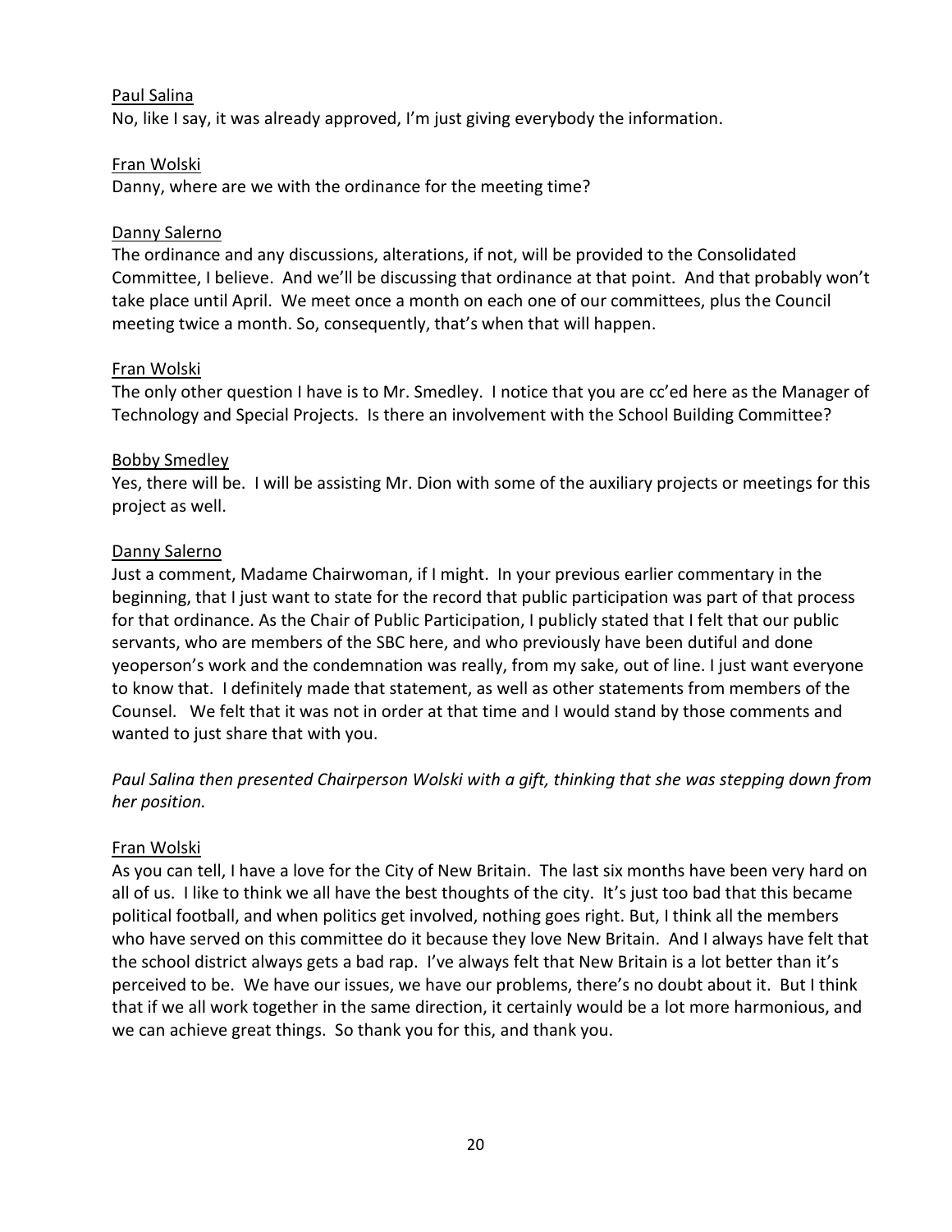Paul Salina

No, like I say, it was already approved, I'm just giving everybody the information.

Fran Wolski

Danny, where are we with the ordinance for the meeting time?

Danny Salerno

The ordinance and any discussions, alterations, if not, will be provided to the Consolidated Committee, I believe. And we'll be discussing that ordinance at that point. And that probably won't take place until April. We meet once a month on each one of our committees, plus the Council meeting twice a month. So, consequently, that's when that will happen.

Fran Wolski

The only other question I have is to Mr. Smedley. I notice that you are cc'ed here as the Manager of Technology and Special Projects. Is there an involvement with the School Building Committee?

Bobby Smedley

Yes, there will be. I will be assisting Mr. Dion with some of the auxiliary projects or meetings for this project as well.

Danny Salerno

Just a comment, Madame Chairwoman, if I might. In your previous earlier commentary in the beginning, that I just want to state for the record that public participation was part of that process for that ordinance. As the Chair of Public Participation, I publicly stated that I felt that our public servants, who are members of the SBC here, and who previously have been dutiful and done yeoperson's work and the condemnation was really, from my sake, out of line. I just want everyone to know that. I definitely made that statement, as well as other statements from members of the Counsel. We felt that it was not in order at that time and I would stand by those comments and wanted to just share that with you.

*Paul Salina then presented Chairperson Wolski with a gift, thinking that she was stepping down from her position.*

Fran Wolski

As you can tell, I have a love for the City of New Britain. The last six months have been very hard on all of us. I like to think we all have the best thoughts of the city. It's just too bad that this became political football, and when politics get involved, nothing goes right. But, I think all the members who have served on this committee do it because they love New Britain. And I always have felt that the school district always gets a bad rap. I've always felt that New Britain is a lot better than it's perceived to be. We have our issues, we have our problems, there's no doubt about it. But I think that if we all work together in the same direction, it certainly would be a lot more harmonious, and we can achieve great things. So thank you for this, and thank you.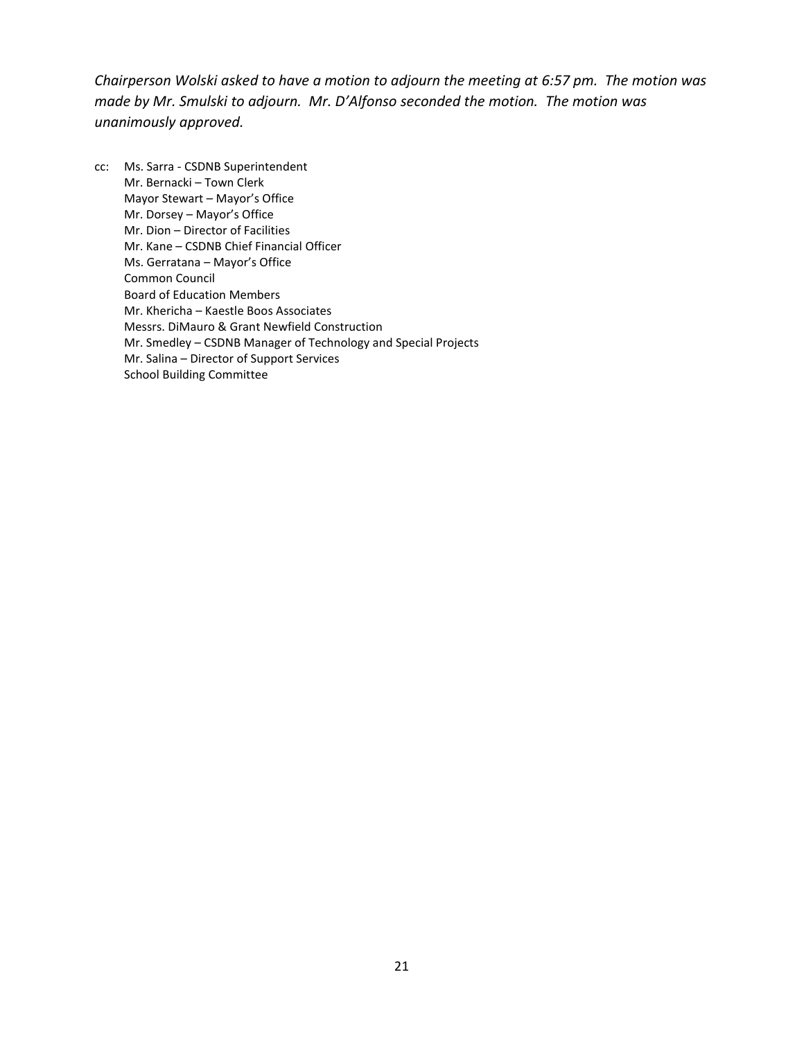*Chairperson Wolski asked to have a motion to adjourn the meeting at 6:57 pm. The motion was made by Mr. Smulski to adjourn. Mr. D'Alfonso seconded the motion. The motion was unanimously approved.*

cc: Ms. Sarra - CSDNB Superintendent
Mr. Bernacki – Town Clerk
Mayor Stewart – Mayor's Office
Mr. Dorsey – Mayor's Office
Mr. Dion – Director of Facilities
Mr. Kane – CSDNB Chief Financial Officer
Ms. Gerratana – Mayor's Office
Common Council
Board of Education Members
Mr. Khericha – Kaestle Boos Associates
Messrs. DiMauro & Grant Newfield Construction
Mr. Smedley – CSDNB Manager of Technology and Special Projects
Mr. Salina – Director of Support Services
School Building Committee